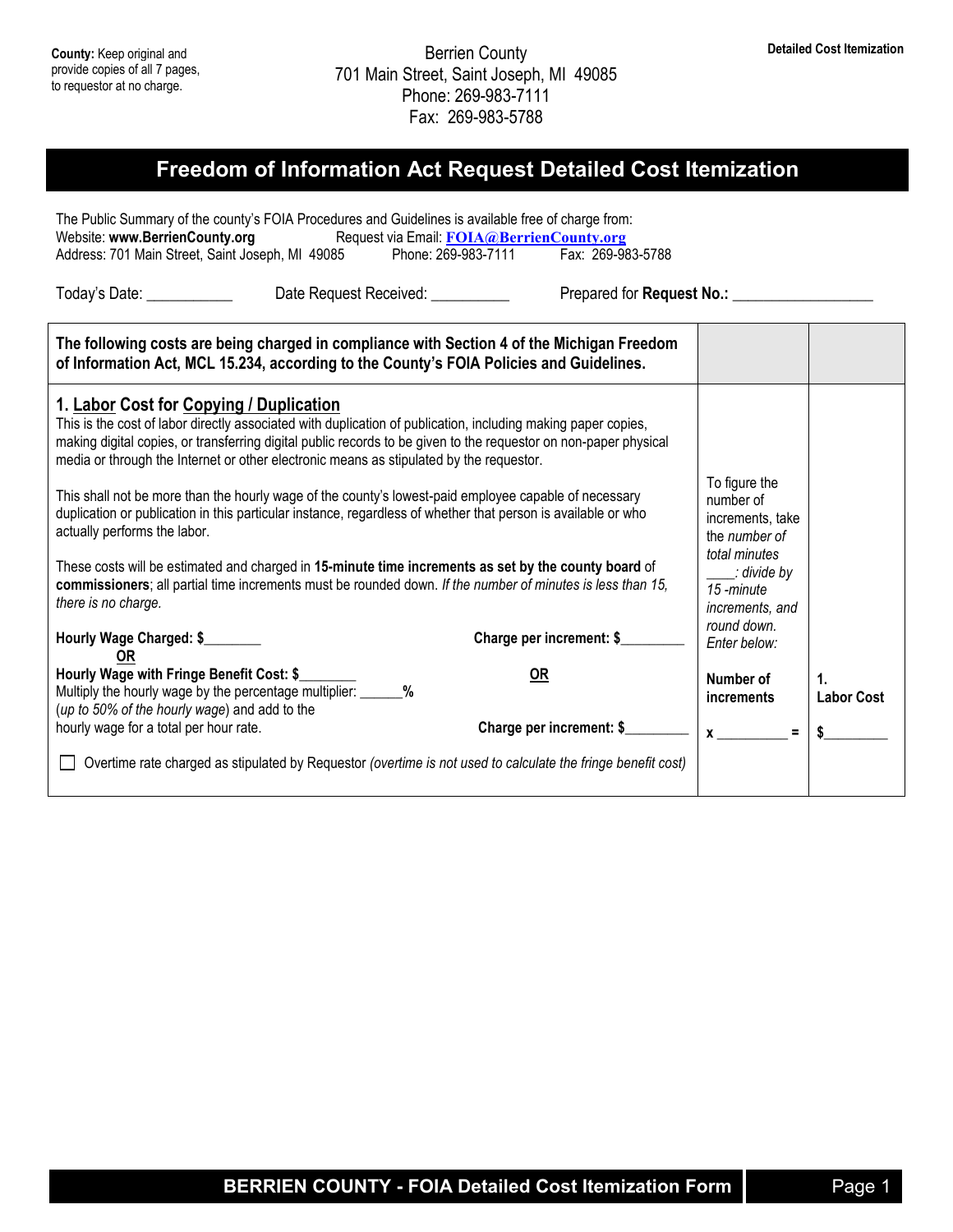**County:** Keep original and provide copies of all 7 pages, to requestor at no charge.

Berrien County
701 Main Street, Saint Joseph, MI 49085
Phone: 269-983-7111
Fax: 269-983-5788

**Detailed Cost Itemization**

# Freedom of Information Act Request Detailed Cost Itemization

The Public Summary of the county's FOIA Procedures and Guidelines is available free of charge from:
Website: **www.BerrienCounty.org** Request via Email: **FOIA@BerrienCounty.org**
Address: 701 Main Street, Saint Joseph, MI 49085 Phone: 269-983-7111 Fax: 269-983-5788

Today's Date: ___________ Date Request Received: __________ Prepared for **Request No.:** __________________

| **The following costs are being charged in compliance with Section 4 of the Michigan Freedom of Information Act, MCL 15.234, according to the County's FOIA Policies and Guidelines.** | | |
|---|---|---|
| **1. Labor Cost for Copying / Duplication**<br>This is the cost of labor directly associated with duplication of publication, including making paper copies, making digital copies, or transferring digital public records to be given to the requestor on non-paper physical media or through the Internet or other electronic means as stipulated by the requestor.<br><br>This shall not be more than the hourly wage of the county's lowest-paid employee capable of necessary duplication or publication in this particular instance, regardless of whether that person is available or who actually performs the labor.<br><br>These costs will be estimated and charged in **15-minute time increments as set by the county board of commissioners**; all partial time increments must be rounded down. *If the number of minutes is less than 15, there is no charge.*<br><br>**Hourly Wage Charged: $________** **Charge per increment: $________**<br>**OR** **OR**<br>**Hourly Wage with Fringe Benefit Cost: $________**<br>Multiply the hourly wage by the percentage multiplier: ______**%**<br>(*up to 50% of the hourly wage*) and add to the hourly wage for a total per hour rate. **Charge per increment: $________**<br><br>☐ Overtime rate charged as stipulated by Requestor *(overtime is not used to calculate the fringe benefit cost)* | To figure the number of increments, take the *number of total minutes ____: divide by 15 -minute increments, and round down. Enter below:*<br><br>**Number of increments**<br><br>**x** _________ **=** | **1. Labor Cost**<br><br>**$**_________ |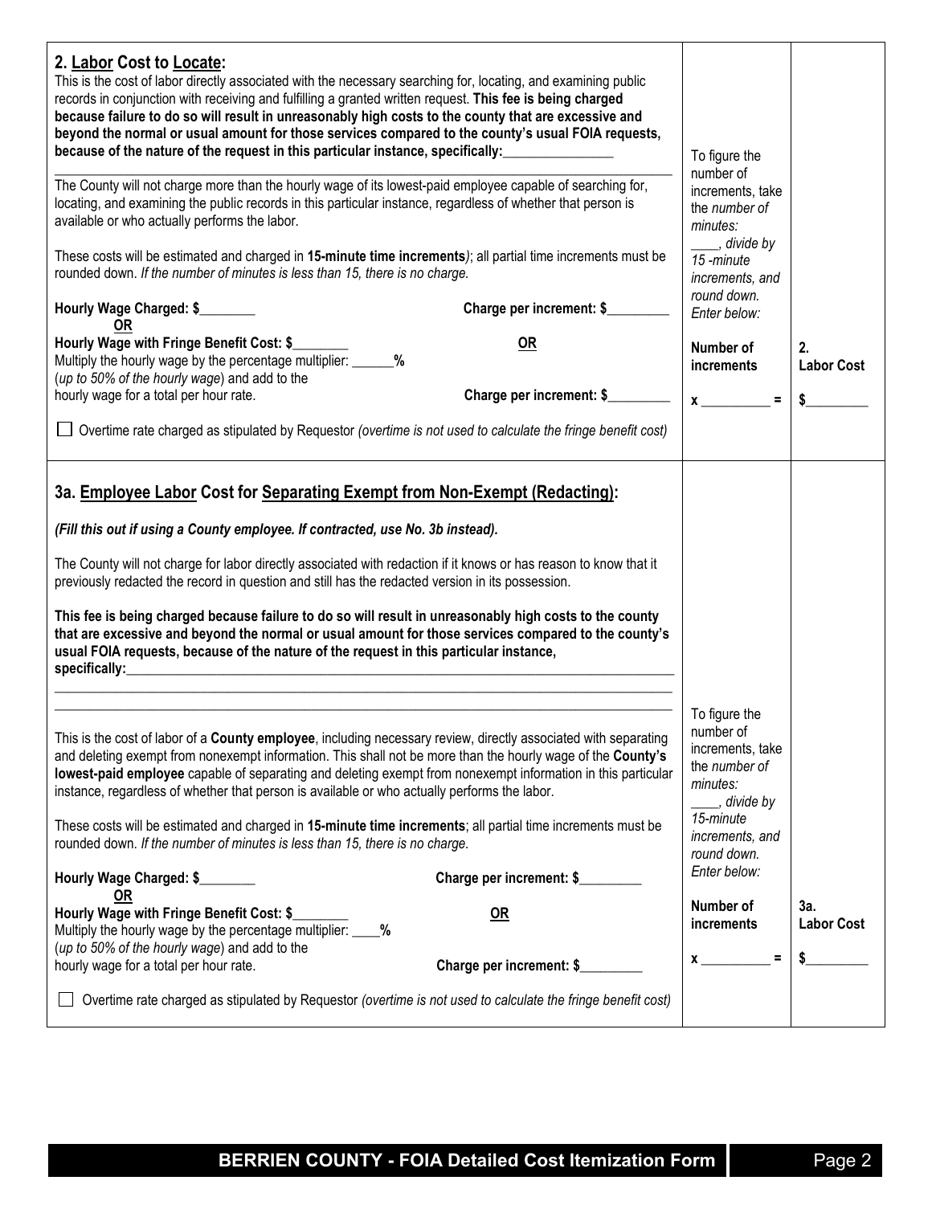## 2. Labor Cost to Locate:

This is the cost of labor directly associated with the necessary searching for, locating, and examining public records in conjunction with receiving and fulfilling a granted written request. **This fee is being charged because failure to do so will result in unreasonably high costs to the county that are excessive and beyond the normal or usual amount for those services compared to the county's usual FOIA requests, because of the nature of the request in this particular instance, specifically:**________________

________________________________________________________________________________

The County will not charge more than the hourly wage of its lowest-paid employee capable of searching for, locating, and examining the public records in this particular instance, regardless of whether that person is available or who actually performs the labor.

These costs will be estimated and charged in **15-minute time increments**); all partial time increments must be rounded down. *If the number of minutes is less than 15, there is no charge.*

**Hourly Wage Charged: $**________ **Charge per increment: $**_________

**OR**

**Hourly Wage with Fringe Benefit Cost: $**________ **OR**

Multiply the hourly wage by the percentage multiplier: ______**%**

(*up to 50% of the hourly wage*) and add to the hourly wage for a total per hour rate. **Charge per increment: $**_________

☐ Overtime rate charged as stipulated by Requestor *(overtime is not used to calculate the fringe benefit cost)*

To figure the number of increments, take the *number of minutes:* ____, *divide by 15 -minute increments, and round down. Enter below:*

**Number of increments**

**x** __________ **=**

**2. Labor Cost**

**$**_________

## 3a. Employee Labor Cost for Separating Exempt from Non-Exempt (Redacting):

***(Fill this out if using a County employee. If contracted, use No. 3b instead).***

The County will not charge for labor directly associated with redaction if it knows or has reason to know that it previously redacted the record in question and still has the redacted version in its possession.

**This fee is being charged because failure to do so will result in unreasonably high costs to the county that are excessive and beyond the normal or usual amount for those services compared to the county's usual FOIA requests, because of the nature of the request in this particular instance, specifically:**________________________________________________________________

________________________________________________________________________________

________________________________________________________________________________

This is the cost of labor of a **County employee**, including necessary review, directly associated with separating and deleting exempt from nonexempt information. This shall not be more than the hourly wage of the **County's lowest-paid employee** capable of separating and deleting exempt from nonexempt information in this particular instance, regardless of whether that person is available or who actually performs the labor.

These costs will be estimated and charged in **15-minute time increments**; all partial time increments must be rounded down. *If the number of minutes is less than 15, there is no charge.*

**Hourly Wage Charged: $**________ **Charge per increment: $**_________

**OR**

**Hourly Wage with Fringe Benefit Cost: $**________ **OR**

Multiply the hourly wage by the percentage multiplier: ____**%**

(*up to 50% of the hourly wage*) and add to the hourly wage for a total per hour rate. **Charge per increment: $**_________

☐ Overtime rate charged as stipulated by Requestor *(overtime is not used to calculate the fringe benefit cost)*

To figure the number of increments, take the *number of minutes:* ____, *divide by 15-minute increments, and round down. Enter below:*

**Number of increments**

**x** __________ **=**

**3a. Labor Cost**

**$**_________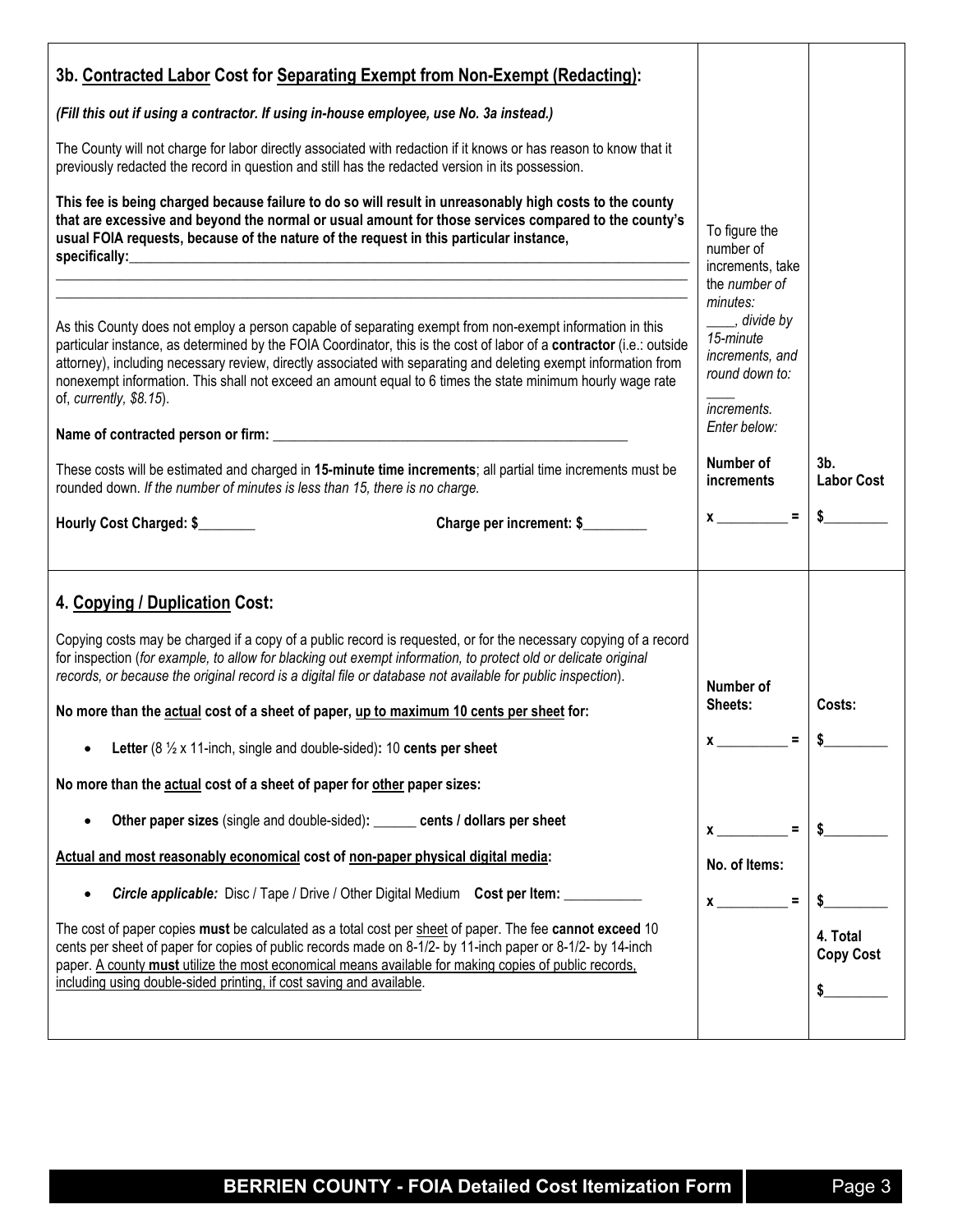## 3b. <u>Contracted Labor</u> Cost for <u>Separating Exempt from Non-Exempt (Redacting)</u>:

***(Fill this out if using a contractor. If using in-house employee, use No. 3a instead.)***

The County will not charge for labor directly associated with redaction if it knows or has reason to know that it previously redacted the record in question and still has the redacted version in its possession.

**This fee is being charged because failure to do so will result in unreasonably high costs to the county that are excessive and beyond the normal or usual amount for those services compared to the county's usual FOIA requests, because of the nature of the request in this particular instance, specifically:**\_\_\_\_\_\_\_\_\_\_\_\_\_\_\_\_\_\_\_\_\_\_\_\_\_\_\_\_\_\_\_\_\_\_\_\_\_\_\_\_\_\_\_\_\_\_\_\_\_\_\_\_\_\_\_\_\_\_\_\_\_\_\_\_\_\_\_\_\_\_\_\_\_\_

\_\_\_\_\_\_\_\_\_\_\_\_\_\_\_\_\_\_\_\_\_\_\_\_\_\_\_\_\_\_\_\_\_\_\_\_\_\_\_\_\_\_\_\_\_\_\_\_\_\_\_\_\_\_\_\_\_\_\_\_\_\_\_\_\_\_\_\_\_\_\_\_\_\_\_\_\_\_\_\_\_\_\_\_\_\_\_\_\_\_

\_\_\_\_\_\_\_\_\_\_\_\_\_\_\_\_\_\_\_\_\_\_\_\_\_\_\_\_\_\_\_\_\_\_\_\_\_\_\_\_\_\_\_\_\_\_\_\_\_\_\_\_\_\_\_\_\_\_\_\_\_\_\_\_\_\_\_\_\_\_\_\_\_\_\_\_\_\_\_\_\_\_\_\_\_\_\_\_\_\_

As this County does not employ a person capable of separating exempt from non-exempt information in this particular instance, as determined by the FOIA Coordinator, this is the cost of labor of a **contractor** (i.e.: outside attorney), including necessary review, directly associated with separating and deleting exempt information from nonexempt information. This shall not exceed an amount equal to 6 times the state minimum hourly wage rate of, *currently, $8.15*).

**Name of contracted person or firm:** \_\_\_\_\_\_\_\_\_\_\_\_\_\_\_\_\_\_\_\_\_\_\_\_\_\_\_\_\_\_\_\_\_\_\_\_\_\_\_\_\_\_\_\_\_\_\_\_\_\_\_\_

These costs will be estimated and charged in **15-minute time increments**; all partial time increments must be rounded down. *If the number of minutes is less than 15, there is no charge.*

**Hourly Cost Charged: $**\_\_\_\_\_\_\_\_ **Charge per increment: $**\_\_\_\_\_\_\_\_\_

To figure the number of increments, take the *number of minutes:* \_\_\_\_*, divide by 15-minute increments, and round down to:* \_\_\_\_ *increments. Enter below:*

| Number of increments | 3b. Labor Cost |
|---|---|
| x \_\_\_\_\_\_\_\_\_\_ = | $\_\_\_\_\_\_\_\_\_ |

## 4. <u>Copying / Duplication</u> Cost:

Copying costs may be charged if a copy of a public record is requested, or for the necessary copying of a record for inspection (*for example, to allow for blacking out exempt information, to protect old or delicate original records, or because the original record is a digital file or database not available for public inspection*).

**No more than the <u>actual</u> cost of a sheet of paper, <u>up to maximum 10 cents per sheet</u> for:**

- **Letter** (8 ½ x 11-inch, single and double-sided)**:** 10 **cents per sheet**

**No more than the <u>actual</u> cost of a sheet of paper for <u>other</u> paper sizes:**

- **Other paper sizes** (single and double-sided)**:** \_\_\_\_\_\_ **cents / dollars per sheet**

<u>**Actual and most reasonably economical** cost of **non-paper physical digital media**</u>:

- ***Circle applicable:*** Disc / Tape / Drive / Other Digital Medium **Cost per Item:** \_\_\_\_\_\_\_\_\_\_\_

The cost of paper copies **must** be calculated as a total cost per <u>sheet</u> of paper. The fee **cannot exceed** 10 cents per sheet of paper for copies of public records made on 8-1/2- by 11-inch paper or 8-1/2- by 14-inch paper. <u>A county **must** utilize the most economical means available for making copies of public records, including using double-sided printing, if cost saving and available</u>.

| Item | Number of Sheets / No. of Items | Costs |
|---|---|---|
| Letter | x \_\_\_\_\_\_\_\_\_\_ = | $\_\_\_\_\_\_\_\_\_ |
| Other paper sizes | x \_\_\_\_\_\_\_\_\_\_ = | $\_\_\_\_\_\_\_\_\_ |
| Non-paper physical digital media (No. of Items) | x \_\_\_\_\_\_\_\_\_\_ = | $\_\_\_\_\_\_\_\_\_ |
| **4. Total Copy Cost** | | $\_\_\_\_\_\_\_\_\_ |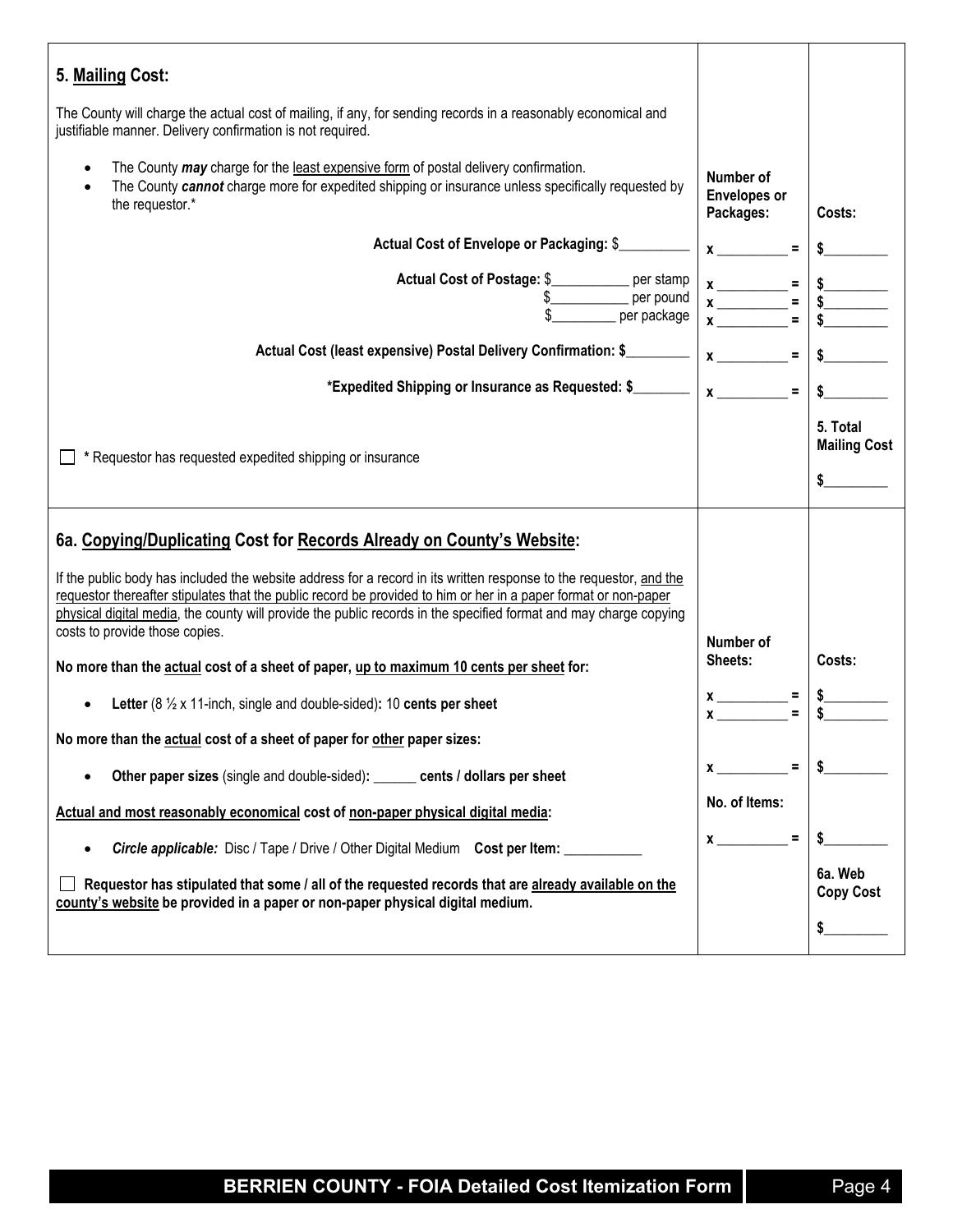## 5. Mailing Cost:

The County will charge the actual cost of mailing, if any, for sending records in a reasonably economical and justifiable manner. Delivery confirmation is not required.

- The County ***may*** charge for the least expensive form of postal delivery confirmation.
- The County ***cannot*** charge more for expedited shipping or insurance unless specifically requested by the requestor.*

| | Number of Envelopes or Packages: | Costs: |
|---|---|---|
| **Actual Cost of Envelope or Packaging:** $__________ | x __________ = | $_________ |
| **Actual Cost of Postage:** $___________ per stamp | x __________ = | $_________ |
| $___________ per pound | x __________ = | $_________ |
| $_________ per package | x __________ = | $_________ |
| **Actual Cost (least expensive) Postal Delivery Confirmation: $_________** | x __________ = | $_________ |
| ***Expedited Shipping or Insurance as Requested: $________** | x __________ = | $_________ |
| ☐ * Requestor has requested expedited shipping or insurance | | **5. Total Mailing Cost** $_________ |

## 6a. Copying/Duplicating Cost for Records Already on County's Website:

If the public body has included the website address for a record in its written response to the requestor, and the requestor thereafter stipulates that the public record be provided to him or her in a paper format or non-paper physical digital media, the county will provide the public records in the specified format and may charge copying costs to provide those copies.

| | Number of Sheets: | Costs: |
|---|---|---|
| **No more than the actual cost of a sheet of paper, up to maximum 10 cents per sheet for:** | | |
| • **Letter** (8 ½ x 11-inch, single and double-sided)**:** 10 **cents per sheet** | x __________ = | $_________ |
| | x __________ = | $_________ |
| **No more than the actual cost of a sheet of paper for other paper sizes:** | | |
| • **Other paper sizes** (single and double-sided)**:** ______ **cents / dollars per sheet** | x __________ = | $_________ |
| **Actual and most reasonably economical cost of non-paper physical digital media:** | **No. of Items:** | |
| • ***Circle applicable:*** Disc / Tape / Drive / Other Digital Medium **Cost per Item:** ___________ | x __________ = | $_________ |
| ☐ **Requestor has stipulated that some / all of the requested records that are already available on the county's website be provided in a paper or non-paper physical digital medium.** | | **6a. Web Copy Cost** $_________ |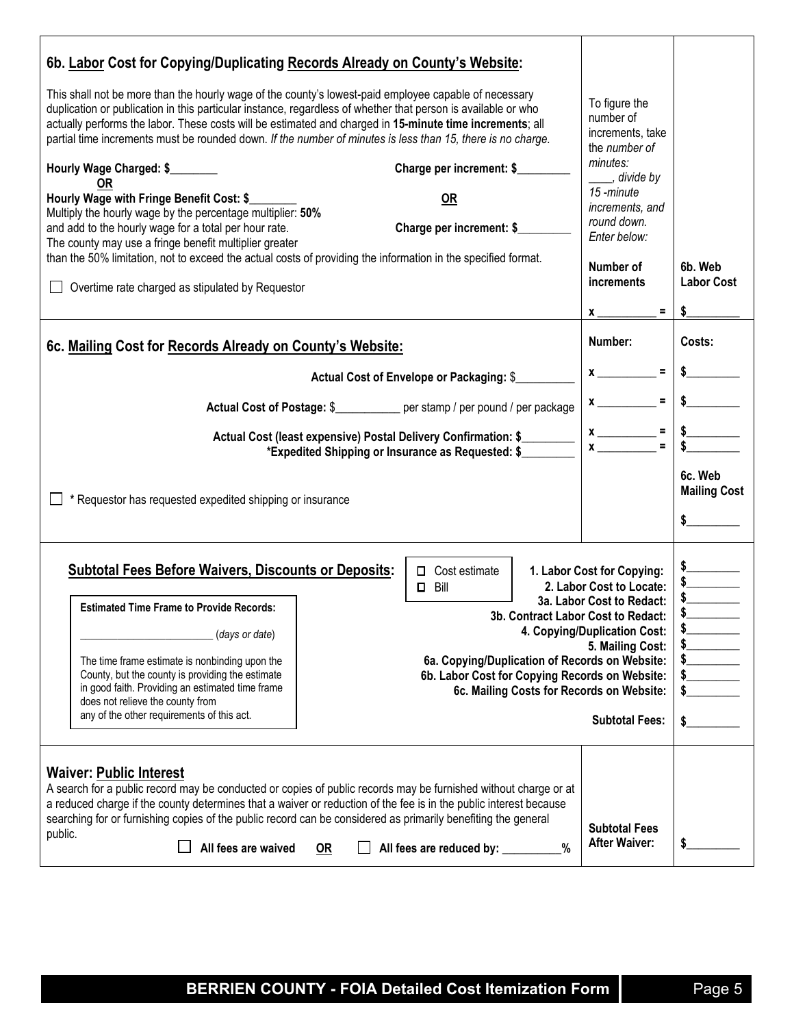### 6b. Labor Cost for Copying/Duplicating Records Already on County's Website:

This shall not be more than the hourly wage of the county's lowest-paid employee capable of necessary duplication or publication in this particular instance, regardless of whether that person is available or who actually performs the labor. These costs will be estimated and charged in **15-minute time increments**; all partial time increments must be rounded down. *If the number of minutes is less than 15, there is no charge.*

**Hourly Wage Charged: $________** — **Charge per increment: $_________**

**OR**

**Hourly Wage with Fringe Benefit Cost: $________**
Multiply the hourly wage by the percentage multiplier: **50%**
and add to the hourly wage for a total per hour rate. — **OR** — **Charge per increment: $_________**
The county may use a fringe benefit multiplier greater than the 50% limitation, not to exceed the actual costs of providing the information in the specified format.

☐ Overtime rate charged as stipulated by Requestor

To figure the number of increments, take the *number of minutes:* ____, *divide by 15-minute increments, and round down. Enter below:*

| Number of increments | 6b. Web Labor Cost |
|---|---|
| **x __________ =** | **$_________** |

### 6c. Mailing Cost for Records Already on County's Website:

| | Number: | Costs: |
|---|---|---|
| **Actual Cost of Envelope or Packaging:** $__________ | **x __________ =** | **$_________** |
| **Actual Cost of Postage:** $___________ per stamp / per pound / per package | **x __________ =** | **$_________** |
| **Actual Cost (least expensive) Postal Delivery Confirmation: $_________** | **x __________ =** | **$_________** |
| **\*Expedited Shipping or Insurance as Requested: $_________** | **x __________ =** | **$_________** |
| ☐ * Requestor has requested expedited shipping or insurance | | **6c. Web Mailing Cost** **$_________** |

### Subtotal Fees Before Waivers, Discounts or Deposits:

☐ Cost estimate
☐ Bill

| | |
|---|---|
| **1. Labor Cost for Copying:** | **$_________** |
| **2. Labor Cost to Locate:** | **$_________** |
| **3a. Labor Cost to Redact:** | **$_________** |
| **3b. Contract Labor Cost to Redact:** | **$_________** |
| **4. Copying/Duplication Cost:** | **$_________** |
| **5. Mailing Cost:** | **$_________** |
| **6a. Copying/Duplication of Records on Website:** | **$_________** |
| **6b. Labor Cost for Copying Records on Website:** | **$_________** |
| **6c. Mailing Costs for Records on Website:** | **$_________** |
| **Subtotal Fees:** | **$_________** |

**Estimated Time Frame to Provide Records:**

________________________ (*days or date*)

The time frame estimate is nonbinding upon the County, but the county is providing the estimate in good faith. Providing an estimated time frame does not relieve the county from any of the other requirements of this act.

### Waiver: Public Interest

A search for a public record may be conducted or copies of public records may be furnished without charge or at a reduced charge if the county determines that a waiver or reduction of the fee is in the public interest because searching for or furnishing copies of the public record can be considered as primarily benefiting the general public.

☐ **All fees are waived** **OR** ☐ **All fees are reduced by: __________%**

**Subtotal Fees After Waiver:** **$_________**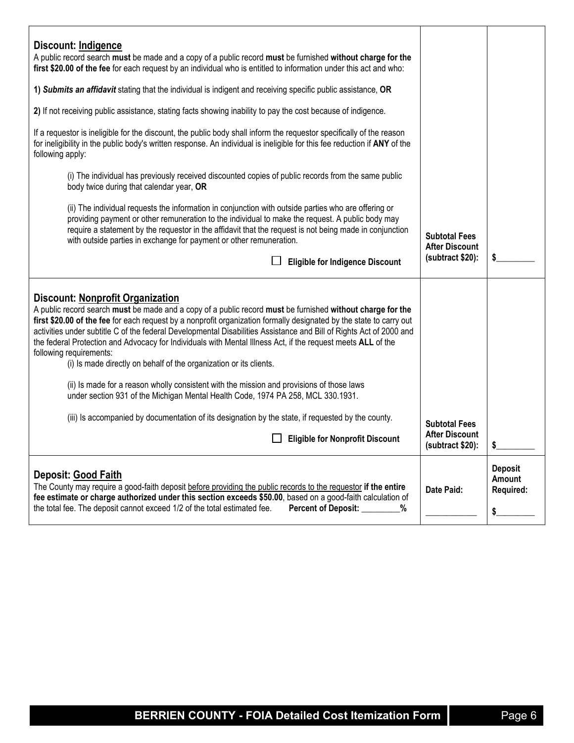| | | |
|---|---|---|
| **Discount: Indigence**<br>A public record search **must** be made and a copy of a public record **must** be furnished **without charge for the first $20.00 of the fee** for each request by an individual who is entitled to information under this act and who:<br><br>**1)** ***Submits an affidavit*** stating that the individual is indigent and receiving specific public assistance, **OR**<br><br>**2)** If not receiving public assistance, stating facts showing inability to pay the cost because of indigence.<br><br>If a requestor is ineligible for the discount, the public body shall inform the requestor specifically of the reason for ineligibility in the public body's written response. An individual is ineligible for this fee reduction if **ANY** of the following apply:<br><br>(i) The individual has previously received discounted copies of public records from the same public body twice during that calendar year, **OR**<br><br>(ii) The individual requests the information in conjunction with outside parties who are offering or providing payment or other remuneration to the individual to make the request. A public body may require a statement by the requestor in the affidavit that the request is not being made in conjunction with outside parties in exchange for payment or other remuneration.<br><br>☐ **Eligible for Indigence Discount** | **Subtotal Fees After Discount (subtract $20):** | $_________ |
| **Discount: Nonprofit Organization**<br>A public record search **must** be made and a copy of a public record **must** be furnished **without charge for the first $20.00 of the fee** for each request by a nonprofit organization formally designated by the state to carry out activities under subtitle C of the federal Developmental Disabilities Assistance and Bill of Rights Act of 2000 and the federal Protection and Advocacy for Individuals with Mental Illness Act, if the request meets **ALL** of the following requirements:<br>(i) Is made directly on behalf of the organization or its clients.<br><br>(ii) Is made for a reason wholly consistent with the mission and provisions of those laws under section 931 of the Michigan Mental Health Code, 1974 PA 258, MCL 330.1931.<br><br>(iii) Is accompanied by documentation of its designation by the state, if requested by the county.<br><br>☐ **Eligible for Nonprofit Discount** | **Subtotal Fees After Discount (subtract $20):** | $_________ |
| **Deposit: Good Faith**<br>The County may require a good-faith deposit before providing the public records to the requestor **if the entire fee estimate or charge authorized under this section exceeds $50.00**, based on a good-faith calculation of the total fee. The deposit cannot exceed 1/2 of the total estimated fee. **Percent of Deposit: _________%** | **Date Paid:**<br><br>____________ | **Deposit Amount Required:**<br><br>$_________ |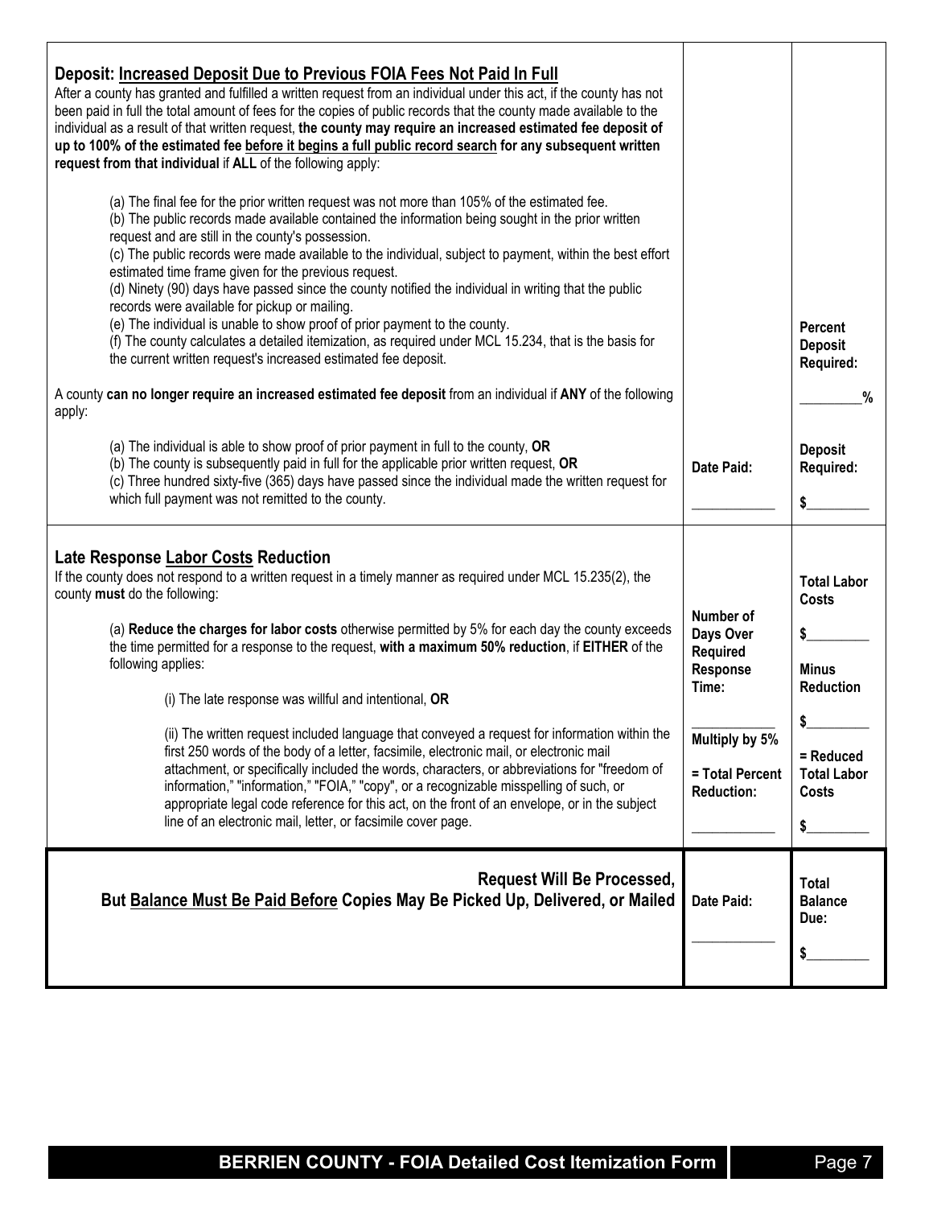| | | |
|---|---|---|
| **Deposit: Increased Deposit Due to Previous FOIA Fees Not Paid In Full**<br>After a county has granted and fulfilled a written request from an individual under this act, if the county has not been paid in full the total amount of fees for the copies of public records that the county made available to the individual as a result of that written request, **the county may require an increased estimated fee deposit of up to 100% of the estimated fee before it begins a full public record search for any subsequent written request from that individual** if **ALL** of the following apply:<br><br>(a) The final fee for the prior written request was not more than 105% of the estimated fee.<br>(b) The public records made available contained the information being sought in the prior written request and are still in the county's possession.<br>(c) The public records were made available to the individual, subject to payment, within the best effort estimated time frame given for the previous request.<br>(d) Ninety (90) days have passed since the county notified the individual in writing that the public records were available for pickup or mailing.<br>(e) The individual is unable to show proof of prior payment to the county.<br>(f) The county calculates a detailed itemization, as required under MCL 15.234, that is the basis for the current written request's increased estimated fee deposit.<br><br>A county **can no longer require an increased estimated fee deposit** from an individual if **ANY** of the following apply:<br><br>(a) The individual is able to show proof of prior payment in full to the county, **OR**<br>(b) The county is subsequently paid in full for the applicable prior written request, **OR**<br>(c) Three hundred sixty-five (365) days have passed since the individual made the written request for which full payment was not remitted to the county. | **Date Paid:**<br><br>____________ | **Percent Deposit Required:**<br><br>_________%<br><br>**Deposit Required:**<br><br>$_________ |
| **Late Response Labor Costs Reduction**<br>If the county does not respond to a written request in a timely manner as required under MCL 15.235(2), the county **must** do the following:<br><br>(a) **Reduce the charges for labor costs** otherwise permitted by 5% for each day the county exceeds the time permitted for a response to the request, **with a maximum 50% reduction**, if **EITHER** of the following applies:<br><br>(i) The late response was willful and intentional, **OR**<br><br>(ii) The written request included language that conveyed a request for information within the first 250 words of the body of a letter, facsimile, electronic mail, or electronic mail attachment, or specifically included the words, characters, or abbreviations for "freedom of information," "information," "FOIA," "copy", or a recognizable misspelling of such, or appropriate legal code reference for this act, on the front of an envelope, or in the subject line of an electronic mail, letter, or facsimile cover page. | **Number of Days Over Required Response Time:**<br><br>____________<br><br>**Multiply by 5%**<br><br>**= Total Percent Reduction:**<br><br>____________ | **Total Labor Costs**<br><br>$_________<br><br>**Minus Reduction**<br><br>$_________<br><br>**= Reduced Total Labor Costs**<br><br>$_________ |
| **Request Will Be Processed, But Balance Must Be Paid Before Copies May Be Picked Up, Delivered, or Mailed** | **Date Paid:**<br><br>____________ | **Total Balance Due:**<br><br>$_________ |